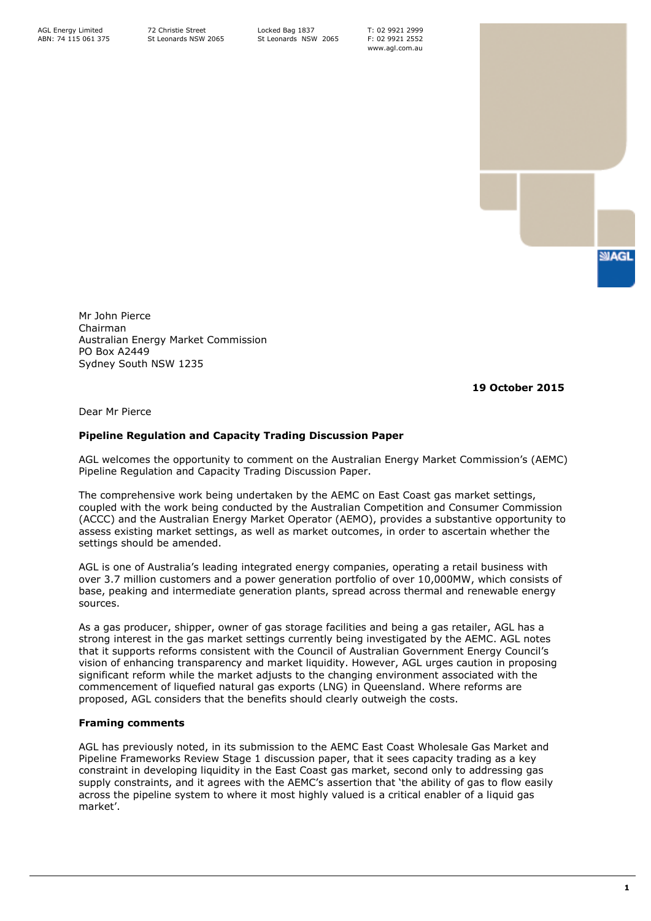AGL Energy Limited
ABN: 74 115 061 375

72 Christie Street
St Leonards NSW 2065

Locked Bag 1837
St Leonards NSW 2065

T: 02 9921 2999
F: 02 9921 2552
www.agl.com.au

Mr John Pierce
Chairman
Australian Energy Market Commission
PO Box A2449
Sydney South NSW 1235

**19 October 2015**

Dear Mr Pierce

**Pipeline Regulation and Capacity Trading Discussion Paper**

AGL welcomes the opportunity to comment on the Australian Energy Market Commission's (AEMC) Pipeline Regulation and Capacity Trading Discussion Paper.

The comprehensive work being undertaken by the AEMC on East Coast gas market settings, coupled with the work being conducted by the Australian Competition and Consumer Commission (ACCC) and the Australian Energy Market Operator (AEMO), provides a substantive opportunity to assess existing market settings, as well as market outcomes, in order to ascertain whether the settings should be amended.

AGL is one of Australia's leading integrated energy companies, operating a retail business with over 3.7 million customers and a power generation portfolio of over 10,000MW, which consists of base, peaking and intermediate generation plants, spread across thermal and renewable energy sources.

As a gas producer, shipper, owner of gas storage facilities and being a gas retailer, AGL has a strong interest in the gas market settings currently being investigated by the AEMC. AGL notes that it supports reforms consistent with the Council of Australian Government Energy Council's vision of enhancing transparency and market liquidity. However, AGL urges caution in proposing significant reform while the market adjusts to the changing environment associated with the commencement of liquefied natural gas exports (LNG) in Queensland. Where reforms are proposed, AGL considers that the benefits should clearly outweigh the costs.

**Framing comments**

AGL has previously noted, in its submission to the AEMC East Coast Wholesale Gas Market and Pipeline Frameworks Review Stage 1 discussion paper, that it sees capacity trading as a key constraint in developing liquidity in the East Coast gas market, second only to addressing gas supply constraints, and it agrees with the AEMC's assertion that 'the ability of gas to flow easily across the pipeline system to where it most highly valued is a critical enabler of a liquid gas market'.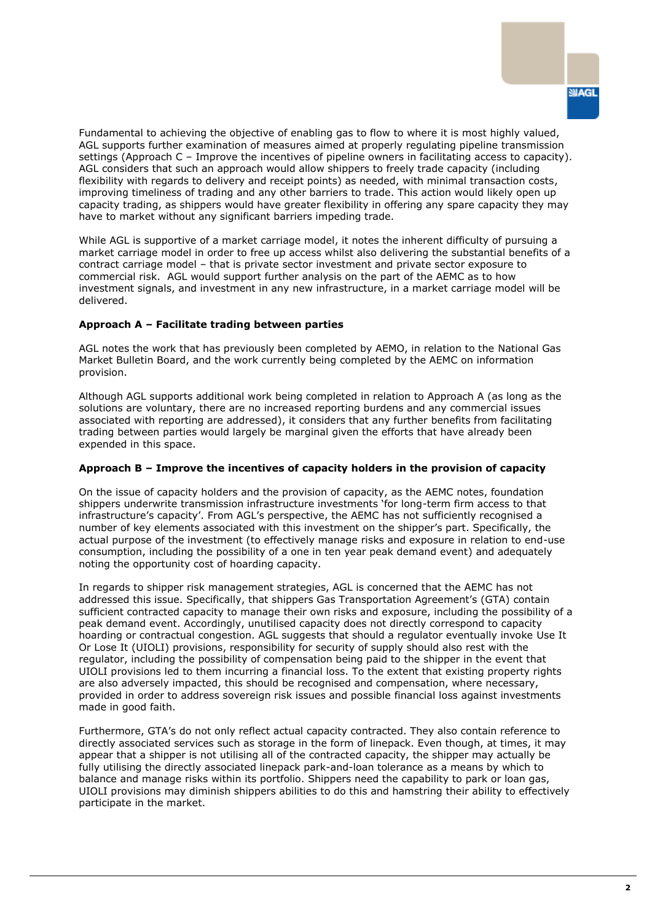Fundamental to achieving the objective of enabling gas to flow to where it is most highly valued, AGL supports further examination of measures aimed at properly regulating pipeline transmission settings (Approach C – Improve the incentives of pipeline owners in facilitating access to capacity). AGL considers that such an approach would allow shippers to freely trade capacity (including flexibility with regards to delivery and receipt points) as needed, with minimal transaction costs, improving timeliness of trading and any other barriers to trade. This action would likely open up capacity trading, as shippers would have greater flexibility in offering any spare capacity they may have to market without any significant barriers impeding trade.

While AGL is supportive of a market carriage model, it notes the inherent difficulty of pursuing a market carriage model in order to free up access whilst also delivering the substantial benefits of a contract carriage model – that is private sector investment and private sector exposure to commercial risk. AGL would support further analysis on the part of the AEMC as to how investment signals, and investment in any new infrastructure, in a market carriage model will be delivered.

**Approach A – Facilitate trading between parties**

AGL notes the work that has previously been completed by AEMO, in relation to the National Gas Market Bulletin Board, and the work currently being completed by the AEMC on information provision.

Although AGL supports additional work being completed in relation to Approach A (as long as the solutions are voluntary, there are no increased reporting burdens and any commercial issues associated with reporting are addressed), it considers that any further benefits from facilitating trading between parties would largely be marginal given the efforts that have already been expended in this space.

**Approach B – Improve the incentives of capacity holders in the provision of capacity**

On the issue of capacity holders and the provision of capacity, as the AEMC notes, foundation shippers underwrite transmission infrastructure investments 'for long-term firm access to that infrastructure's capacity'. From AGL's perspective, the AEMC has not sufficiently recognised a number of key elements associated with this investment on the shipper's part. Specifically, the actual purpose of the investment (to effectively manage risks and exposure in relation to end-use consumption, including the possibility of a one in ten year peak demand event) and adequately noting the opportunity cost of hoarding capacity.

In regards to shipper risk management strategies, AGL is concerned that the AEMC has not addressed this issue. Specifically, that shippers Gas Transportation Agreement's (GTA) contain sufficient contracted capacity to manage their own risks and exposure, including the possibility of a peak demand event. Accordingly, unutilised capacity does not directly correspond to capacity hoarding or contractual congestion. AGL suggests that should a regulator eventually invoke Use It Or Lose It (UIOLI) provisions, responsibility for security of supply should also rest with the regulator, including the possibility of compensation being paid to the shipper in the event that UIOLI provisions led to them incurring a financial loss. To the extent that existing property rights are also adversely impacted, this should be recognised and compensation, where necessary, provided in order to address sovereign risk issues and possible financial loss against investments made in good faith.

Furthermore, GTA's do not only reflect actual capacity contracted. They also contain reference to directly associated services such as storage in the form of linepack. Even though, at times, it may appear that a shipper is not utilising all of the contracted capacity, the shipper may actually be fully utilising the directly associated linepack park-and-loan tolerance as a means by which to balance and manage risks within its portfolio. Shippers need the capability to park or loan gas, UIOLI provisions may diminish shippers abilities to do this and hamstring their ability to effectively participate in the market.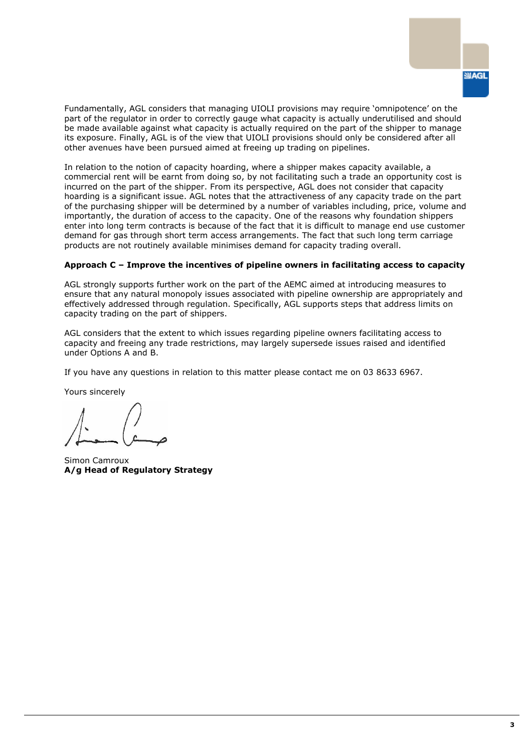Fundamentally, AGL considers that managing UIOLI provisions may require 'omnipotence' on the part of the regulator in order to correctly gauge what capacity is actually underutilised and should be made available against what capacity is actually required on the part of the shipper to manage its exposure. Finally, AGL is of the view that UIOLI provisions should only be considered after all other avenues have been pursued aimed at freeing up trading on pipelines.

In relation to the notion of capacity hoarding, where a shipper makes capacity available, a commercial rent will be earnt from doing so, by not facilitating such a trade an opportunity cost is incurred on the part of the shipper. From its perspective, AGL does not consider that capacity hoarding is a significant issue. AGL notes that the attractiveness of any capacity trade on the part of the purchasing shipper will be determined by a number of variables including, price, volume and importantly, the duration of access to the capacity. One of the reasons why foundation shippers enter into long term contracts is because of the fact that it is difficult to manage end use customer demand for gas through short term access arrangements. The fact that such long term carriage products are not routinely available minimises demand for capacity trading overall.

**Approach C – Improve the incentives of pipeline owners in facilitating access to capacity**

AGL strongly supports further work on the part of the AEMC aimed at introducing measures to ensure that any natural monopoly issues associated with pipeline ownership are appropriately and effectively addressed through regulation. Specifically, AGL supports steps that address limits on capacity trading on the part of shippers.

AGL considers that the extent to which issues regarding pipeline owners facilitating access to capacity and freeing any trade restrictions, may largely supersede issues raised and identified under Options A and B.

If you have any questions in relation to this matter please contact me on 03 8633 6967.

Yours sincerely

Simon Camroux
**A/g Head of Regulatory Strategy**